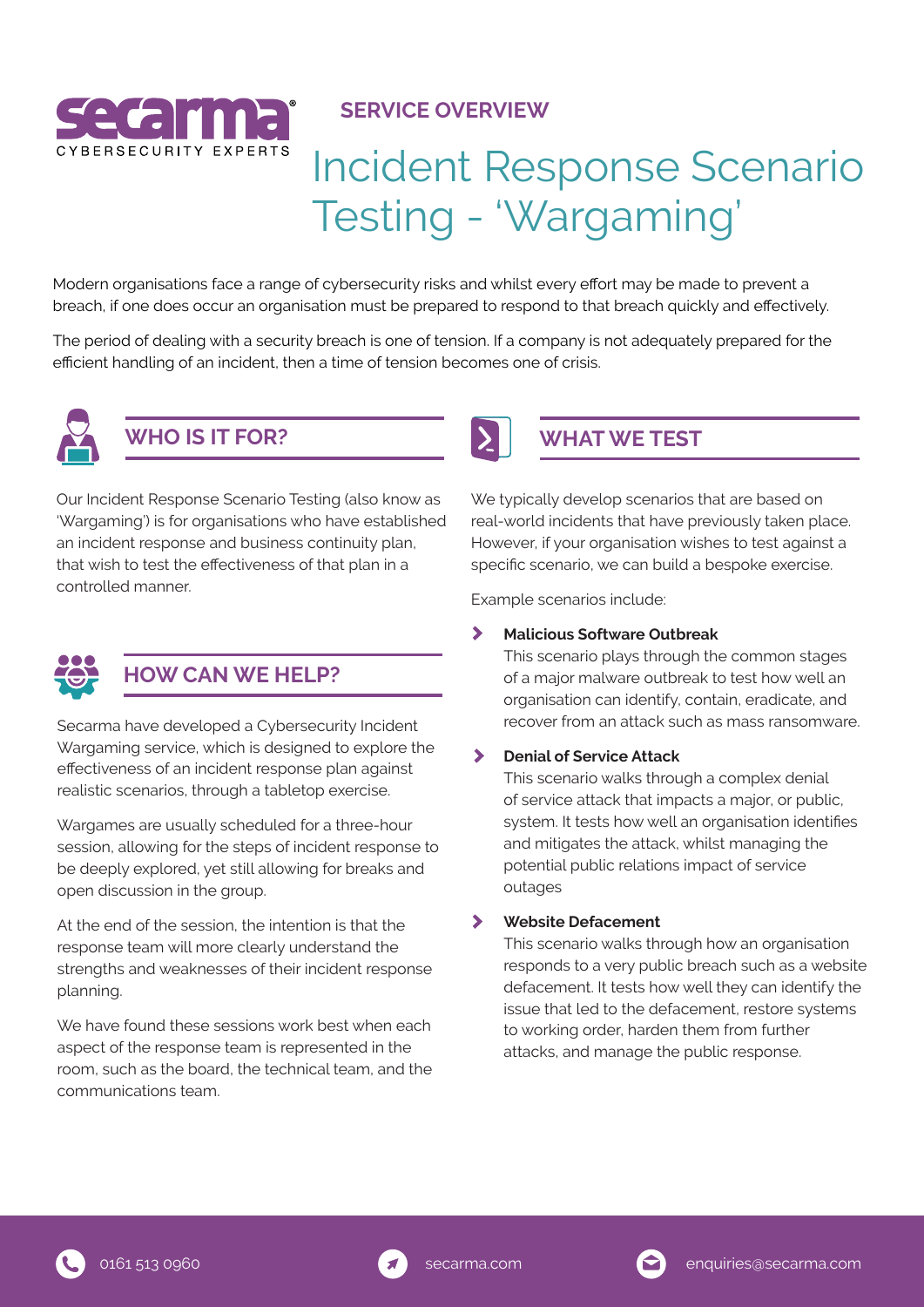SERVICE OVERVIEW

# Incident Response Scenario Testing - 'Wargaming'

Modern organisations face a range of cybersecurity risks and whilst every effort may be made to prevent a breach, if one does occur an organisation must be prepared to respond to that breach quickly and effectively.

The period of dealing with a security breach is one of tension. If a company is not adequately prepared for the efficient handling of an incident, then a time of tension becomes one of crisis.

## WHO IS IT FOR?

Our Incident Response Scenario Testing (also know as 'Wargaming') is for organisations who have established an incident response and business continuity plan, that wish to test the effectiveness of that plan in a controlled manner.

## HOW CAN WE HELP?

Secarma have developed a Cybersecurity Incident Wargaming service, which is designed to explore the effectiveness of an incident response plan against realistic scenarios, through a tabletop exercise.

Wargames are usually scheduled for a three-hour session, allowing for the steps of incident response to be deeply explored, yet still allowing for breaks and open discussion in the group.

At the end of the session, the intention is that the response team will more clearly understand the strengths and weaknesses of their incident response planning.

We have found these sessions work best when each aspect of the response team is represented in the room, such as the board, the technical team, and the communications team.

## WHAT WE TEST

We typically develop scenarios that are based on real-world incidents that have previously taken place. However, if your organisation wishes to test against a specific scenario, we can build a bespoke exercise.

Example scenarios include:

- **Malicious Software Outbreak**
  This scenario plays through the common stages of a major malware outbreak to test how well an organisation can identify, contain, eradicate, and recover from an attack such as mass ransomware.

- **Denial of Service Attack**
  This scenario walks through a complex denial of service attack that impacts a major, or public, system. It tests how well an organisation identifies and mitigates the attack, whilst managing the potential public relations impact of service outages

- **Website Defacement**
  This scenario walks through how an organisation responds to a very public breach such as a website defacement. It tests how well they can identify the issue that led to the defacement, restore systems to working order, harden them from further attacks, and manage the public response.

0161 513 0960 | secarma.com | enquiries@secarma.com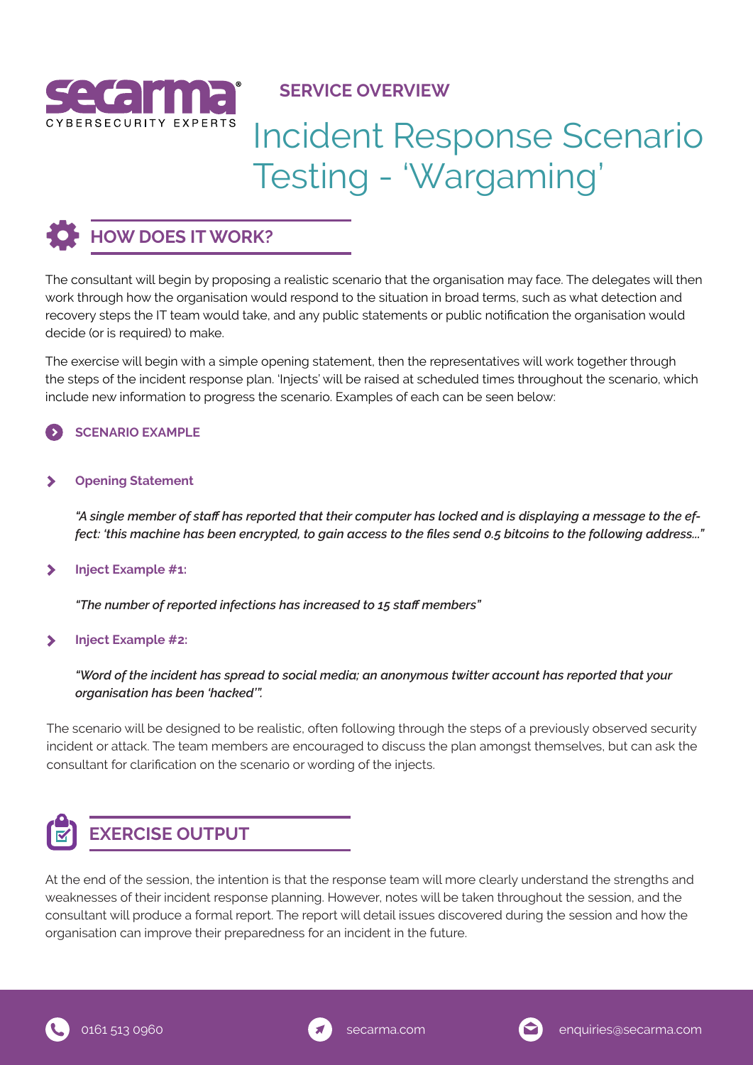secarma®
CYBERSECURITY EXPERTS

**SERVICE OVERVIEW**

# Incident Response Scenario Testing - 'Wargaming'

## HOW DOES IT WORK?

The consultant will begin by proposing a realistic scenario that the organisation may face. The delegates will then work through how the organisation would respond to the situation in broad terms, such as what detection and recovery steps the IT team would take, and any public statements or public notification the organisation would decide (or is required) to make.

The exercise will begin with a simple opening statement, then the representatives will work together through the steps of the incident response plan. 'Injects' will be raised at scheduled times throughout the scenario, which include new information to progress the scenario. Examples of each can be seen below:

### SCENARIO EXAMPLE

**Opening Statement**

***"A single member of staff has reported that their computer has locked and is displaying a message to the effect: 'this machine has been encrypted, to gain access to the files send 0.5 bitcoins to the following address..."***

**Inject Example #1:**

***"The number of reported infections has increased to 15 staff members"***

**Inject Example #2:**

***"Word of the incident has spread to social media; an anonymous twitter account has reported that your organisation has been 'hacked'".***

The scenario will be designed to be realistic, often following through the steps of a previously observed security incident or attack. The team members are encouraged to discuss the plan amongst themselves, but can ask the consultant for clarification on the scenario or wording of the injects.

## EXERCISE OUTPUT

At the end of the session, the intention is that the response team will more clearly understand the strengths and weaknesses of their incident response planning. However, notes will be taken throughout the session, and the consultant will produce a formal report. The report will detail issues discovered during the session and how the organisation can improve their preparedness for an incident in the future.

0161 513 0960 | secarma.com | enquiries@secarma.com